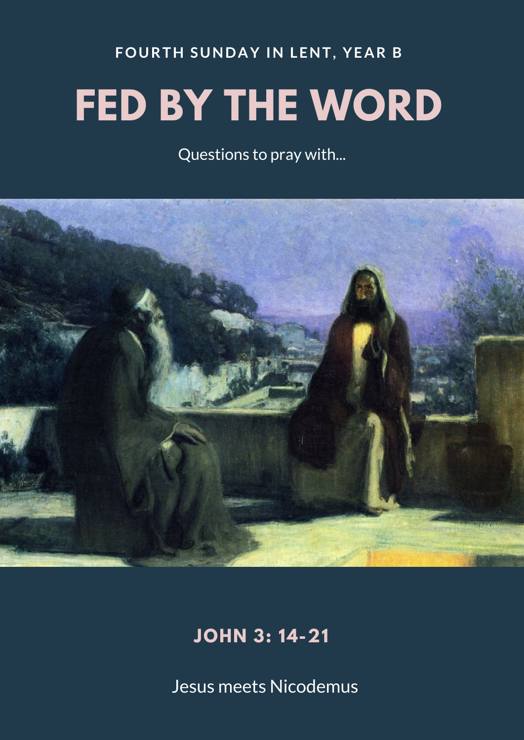FOURTH SUNDAY IN LENT, YEAR B

# FED BY THE WORD

Questions to pray with...

## JOHN 3: 14-21

Jesus meets Nicodemus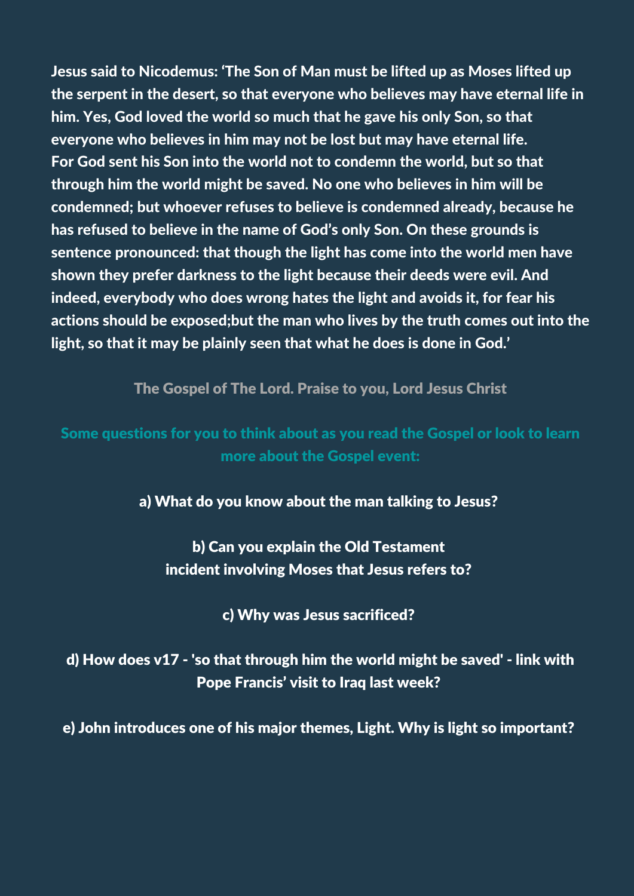**Jesus said to Nicodemus: 'The Son of Man must be lifted up as Moses lifted up the serpent in the desert, so that everyone who believes may have eternal life in him. Yes, God loved the world so much that he gave his only Son, so that everyone who believes in him may not be lost but may have eternal life. For God sent his Son into the world not to condemn the world, but so that through him the world might be saved. No one who believes in him will be condemned; but whoever refuses to believe is condemned already, because he has refused to believe in the name of God's only Son. On these grounds is sentence pronounced: that though the light has come into the world men have shown they prefer darkness to the light because their deeds were evil. And indeed, everybody who does wrong hates the light and avoids it, for fear his actions should be exposed;but the man who lives by the truth comes out into the light, so that it may be plainly seen that what he does is done in God.'**

**The Gospel of The Lord. Praise to you, Lord Jesus Christ**

**Some questions for you to think about as you read the Gospel or look to learn more about the Gospel event:**

**a) What do you know about the man talking to Jesus?**

**b) Can you explain the Old Testament incident involving Moses that Jesus refers to?**

**c) Why was Jesus sacrificed?**

**d) How does v17 - 'so that through him the world might be saved' - link with Pope Francis' visit to Iraq last week?**

**e) John introduces one of his major themes, Light. Why is light so important?**